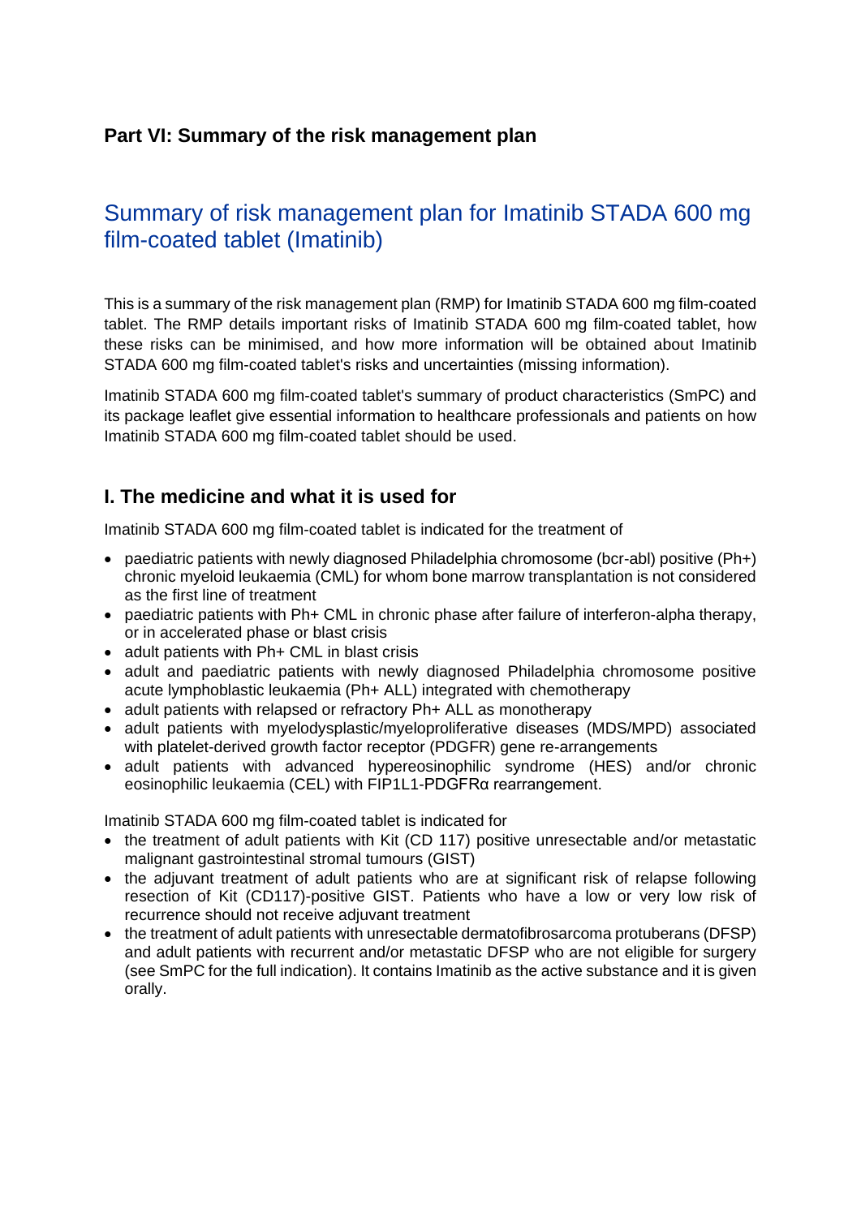# Part VI: Summary of the risk management plan

## Summary of risk management plan for Imatinib STADA 600 mg film-coated tablet (Imatinib)

This is a summary of the risk management plan (RMP) for Imatinib STADA 600 mg film-coated tablet. The RMP details important risks of Imatinib STADA 600 mg film-coated tablet, how these risks can be minimised, and how more information will be obtained about Imatinib STADA 600 mg film-coated tablet's risks and uncertainties (missing information).

Imatinib STADA 600 mg film-coated tablet's summary of product characteristics (SmPC) and its package leaflet give essential information to healthcare professionals and patients on how Imatinib STADA 600 mg film-coated tablet should be used.

### I. The medicine and what it is used for

Imatinib STADA 600 mg film-coated tablet is indicated for the treatment of

- paediatric patients with newly diagnosed Philadelphia chromosome (bcr-abl) positive (Ph+) chronic myeloid leukaemia (CML) for whom bone marrow transplantation is not considered as the first line of treatment
- paediatric patients with Ph+ CML in chronic phase after failure of interferon-alpha therapy, or in accelerated phase or blast crisis
- adult patients with Ph+ CML in blast crisis
- adult and paediatric patients with newly diagnosed Philadelphia chromosome positive acute lymphoblastic leukaemia (Ph+ ALL) integrated with chemotherapy
- adult patients with relapsed or refractory Ph+ ALL as monotherapy
- adult patients with myelodysplastic/myeloproliferative diseases (MDS/MPD) associated with platelet-derived growth factor receptor (PDGFR) gene re-arrangements
- adult patients with advanced hypereosinophilic syndrome (HES) and/or chronic eosinophilic leukaemia (CEL) with FIP1L1-PDGFRα rearrangement.

Imatinib STADA 600 mg film-coated tablet is indicated for

- the treatment of adult patients with Kit (CD 117) positive unresectable and/or metastatic malignant gastrointestinal stromal tumours (GIST)
- the adjuvant treatment of adult patients who are at significant risk of relapse following resection of Kit (CD117)-positive GIST. Patients who have a low or very low risk of recurrence should not receive adjuvant treatment
- the treatment of adult patients with unresectable dermatofibrosarcoma protuberans (DFSP) and adult patients with recurrent and/or metastatic DFSP who are not eligible for surgery (see SmPC for the full indication). It contains Imatinib as the active substance and it is given orally.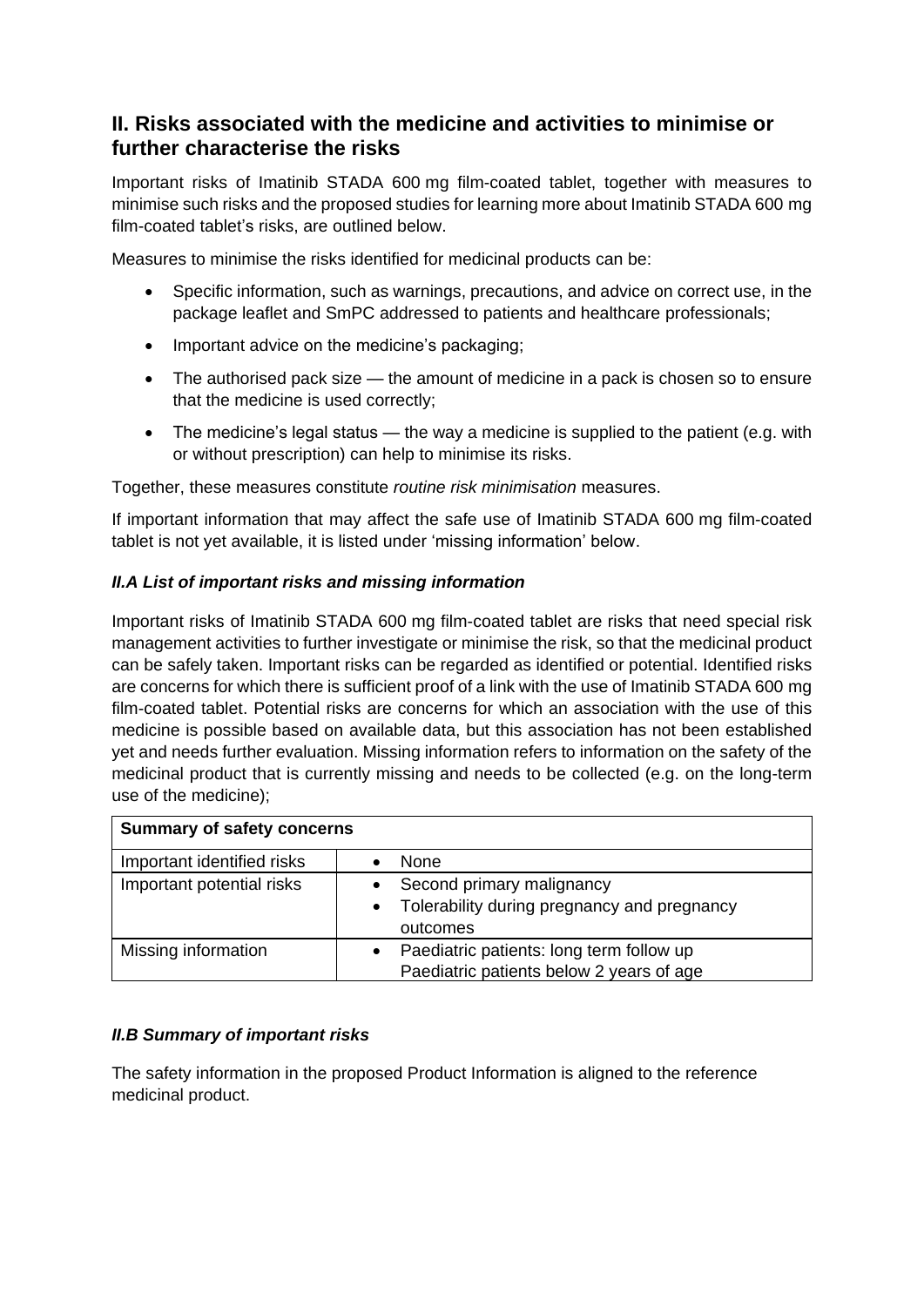## II. Risks associated with the medicine and activities to minimise or further characterise the risks

Important risks of Imatinib STADA 600 mg film-coated tablet, together with measures to minimise such risks and the proposed studies for learning more about Imatinib STADA 600 mg film-coated tablet's risks, are outlined below.

Measures to minimise the risks identified for medicinal products can be:

- Specific information, such as warnings, precautions, and advice on correct use, in the package leaflet and SmPC addressed to patients and healthcare professionals;
- Important advice on the medicine's packaging;
- The authorised pack size — the amount of medicine in a pack is chosen so to ensure that the medicine is used correctly;
- The medicine's legal status — the way a medicine is supplied to the patient (e.g. with or without prescription) can help to minimise its risks.

Together, these measures constitute *routine risk minimisation* measures.

If important information that may affect the safe use of Imatinib STADA 600 mg film-coated tablet is not yet available, it is listed under 'missing information' below.

### *II.A List of important risks and missing information*

Important risks of Imatinib STADA 600 mg film-coated tablet are risks that need special risk management activities to further investigate or minimise the risk, so that the medicinal product can be safely taken. Important risks can be regarded as identified or potential. Identified risks are concerns for which there is sufficient proof of a link with the use of Imatinib STADA 600 mg film-coated tablet. Potential risks are concerns for which an association with the use of this medicine is possible based on available data, but this association has not been established yet and needs further evaluation. Missing information refers to information on the safety of the medicinal product that is currently missing and needs to be collected (e.g. on the long-term use of the medicine);

| **Summary of safety concerns** | |
|---|---|
| Important identified risks | • None |
| Important potential risks | • Second primary malignancy<br>• Tolerability during pregnancy and pregnancy outcomes |
| Missing information | • Paediatric patients: long term follow up Paediatric patients below 2 years of age |

### *II.B Summary of important risks*

The safety information in the proposed Product Information is aligned to the reference medicinal product.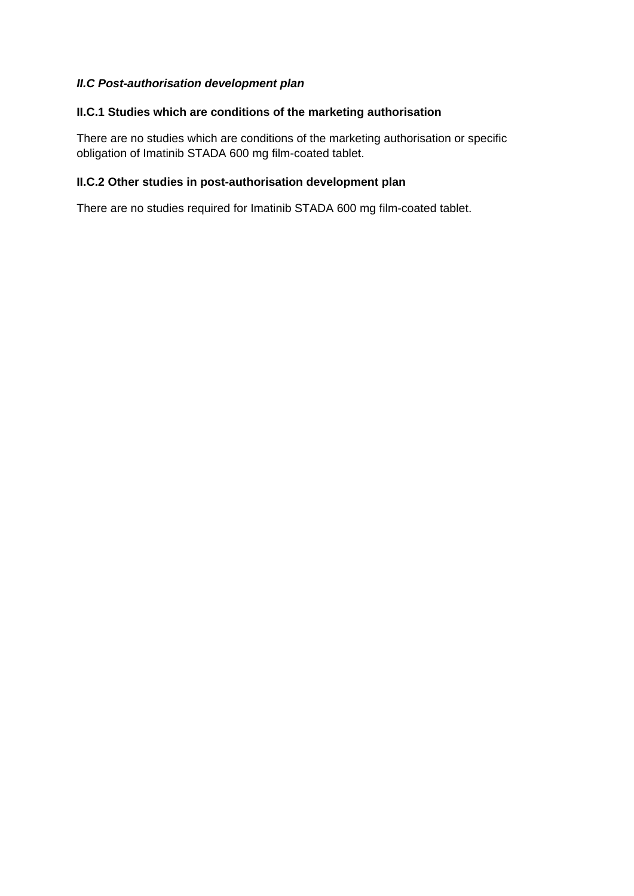## *II.C Post-authorisation development plan*

### II.C.1 Studies which are conditions of the marketing authorisation

There are no studies which are conditions of the marketing authorisation or specific obligation of Imatinib STADA 600 mg film-coated tablet.

### II.C.2 Other studies in post-authorisation development plan

There are no studies required for Imatinib STADA 600 mg film-coated tablet.